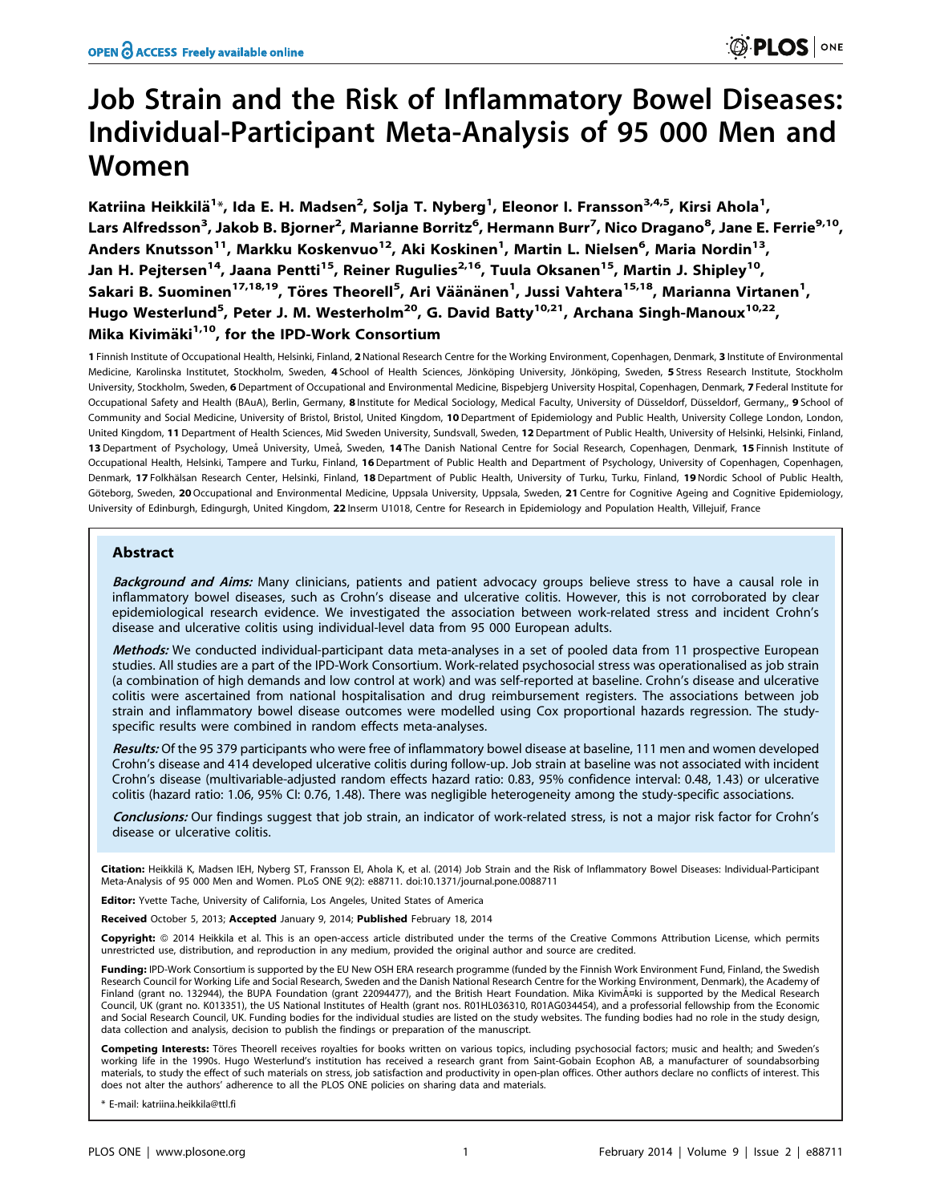# Job Strain and the Risk of Inflammatory Bowel Diseases: Individual-Participant Meta-Analysis of 95 000 Men and Women

Katriina Heikkilä[1]*, Ida E. H. Madsen[2], Solja T. Nyberg[1], Eleonor I. Fransson[3,4,5], Kirsi Ahola[1], Lars Alfredsson[3], Jakob B. Bjorner[2], Marianne Borritz[6], Hermann Burr[7], Nico Dragano[8], Jane E. Ferrie[9,10], Anders Knutsson[11], Markku Koskenvuo[12], Aki Koskinen[1], Martin L. Nielsen[6], Maria Nordin[13], Jan H. Pejtersen[14], Jaana Pentti[15], Reiner Rugulies[2,16], Tuula Oksanen[15], Martin J. Shipley[10], Sakari B. Suominen[17,18,19], Töres Theorell[5], Ari Väänänen[1], Jussi Vahtera[15,18], Marianna Virtanen[1], Hugo Westerlund[5], Peter J. M. Westerholm[20], G. David Batty[10,21], Archana Singh-Manoux[10,22], Mika Kivimäki[1,10], for the IPD-Work Consortium

**1** Finnish Institute of Occupational Health, Helsinki, Finland, **2** National Research Centre for the Working Environment, Copenhagen, Denmark, **3** Institute of Environmental Medicine, Karolinska Institutet, Stockholm, Sweden, **4** School of Health Sciences, Jönköping University, Jönköping, Sweden, **5** Stress Research Institute, Stockholm University, Stockholm, Sweden, **6** Department of Occupational and Environmental Medicine, Bispebjerg University Hospital, Copenhagen, Denmark, **7** Federal Institute for Occupational Safety and Health (BAuA), Berlin, Germany, **8** Institute for Medical Sociology, Medical Faculty, University of Düsseldorf, Düsseldorf, Germany,, **9** School of Community and Social Medicine, University of Bristol, Bristol, United Kingdom, **10** Department of Epidemiology and Public Health, University College London, London, United Kingdom, **11** Department of Health Sciences, Mid Sweden University, Sundsvall, Sweden, **12** Department of Public Health, University of Helsinki, Helsinki, Finland, **13** Department of Psychology, Umeå University, Umeå, Sweden, **14** The Danish National Centre for Social Research, Copenhagen, Denmark, **15** Finnish Institute of Occupational Health, Helsinki, Tampere and Turku, Finland, **16** Department of Public Health and Department of Psychology, University of Copenhagen, Copenhagen, Denmark, **17** Folkhälsan Research Center, Helsinki, Finland, **18** Department of Public Health, University of Turku, Turku, Finland, **19** Nordic School of Public Health, Göteborg, Sweden, **20** Occupational and Environmental Medicine, Uppsala University, Uppsala, Sweden, **21** Centre for Cognitive Ageing and Cognitive Epidemiology, University of Edinburgh, Edingurgh, United Kingdom, **22** Inserm U1018, Centre for Research in Epidemiology and Population Health, Villejuif, France

## Abstract

***Background and Aims:*** Many clinicians, patients and patient advocacy groups believe stress to have a causal role in inflammatory bowel diseases, such as Crohn's disease and ulcerative colitis. However, this is not corroborated by clear epidemiological research evidence. We investigated the association between work-related stress and incident Crohn's disease and ulcerative colitis using individual-level data from 95 000 European adults.

***Methods:*** We conducted individual-participant data meta-analyses in a set of pooled data from 11 prospective European studies. All studies are a part of the IPD-Work Consortium. Work-related psychosocial stress was operationalised as job strain (a combination of high demands and low control at work) and was self-reported at baseline. Crohn's disease and ulcerative colitis were ascertained from national hospitalisation and drug reimbursement registers. The associations between job strain and inflammatory bowel disease outcomes were modelled using Cox proportional hazards regression. The study-specific results were combined in random effects meta-analyses.

***Results:*** Of the 95 379 participants who were free of inflammatory bowel disease at baseline, 111 men and women developed Crohn's disease and 414 developed ulcerative colitis during follow-up. Job strain at baseline was not associated with incident Crohn's disease (multivariable-adjusted random effects hazard ratio: 0.83, 95% confidence interval: 0.48, 1.43) or ulcerative colitis (hazard ratio: 1.06, 95% CI: 0.76, 1.48). There was negligible heterogeneity among the study-specific associations.

***Conclusions:*** Our findings suggest that job strain, an indicator of work-related stress, is not a major risk factor for Crohn's disease or ulcerative colitis.

**Citation:** Heikkilä K, Madsen IEH, Nyberg ST, Fransson EI, Ahola K, et al. (2014) Job Strain and the Risk of Inflammatory Bowel Diseases: Individual-Participant Meta-Analysis of 95 000 Men and Women. PLoS ONE 9(2): e88711. doi:10.1371/journal.pone.0088711

**Editor:** Yvette Tache, University of California, Los Angeles, United States of America

**Received** October 5, 2013; **Accepted** January 9, 2014; **Published** February 18, 2014

**Copyright:** © 2014 Heikkila et al. This is an open-access article distributed under the terms of the Creative Commons Attribution License, which permits unrestricted use, distribution, and reproduction in any medium, provided the original author and source are credited.

**Funding:** IPD-Work Consortium is supported by the EU New OSH ERA research programme (funded by the Finnish Work Environment Fund, Finland, the Swedish Research Council for Working Life and Social Research, Sweden and the Danish National Research Centre for the Working Environment, Denmark), the Academy of Finland (grant no. 132944), the BUPA Foundation (grant 22094477), and the British Heart Foundation. Mika KivimÃ¤ki is supported by the Medical Research Council, UK (grant no. K013351), the US National Institutes of Health (grant nos. R01HL036310, R01AG034454), and a professorial fellowship from the Economic and Social Research Council, UK. Funding bodies for the individual studies are listed on the study websites. The funding bodies had no role in the study design, data collection and analysis, decision to publish the findings or preparation of the manuscript.

**Competing Interests:** Töres Theorell receives royalties for books written on various topics, including psychosocial factors; music and health; and Sweden's working life in the 1990s. Hugo Westerlund's institution has received a research grant from Saint-Gobain Ecophon AB, a manufacturer of soundabsorbing materials, to study the effect of such materials on stress, job satisfaction and productivity in open-plan offices. Other authors declare no conflicts of interest. This does not alter the authors' adherence to all the PLOS ONE policies on sharing data and materials.

\* E-mail: katriina.heikkila@ttl.fi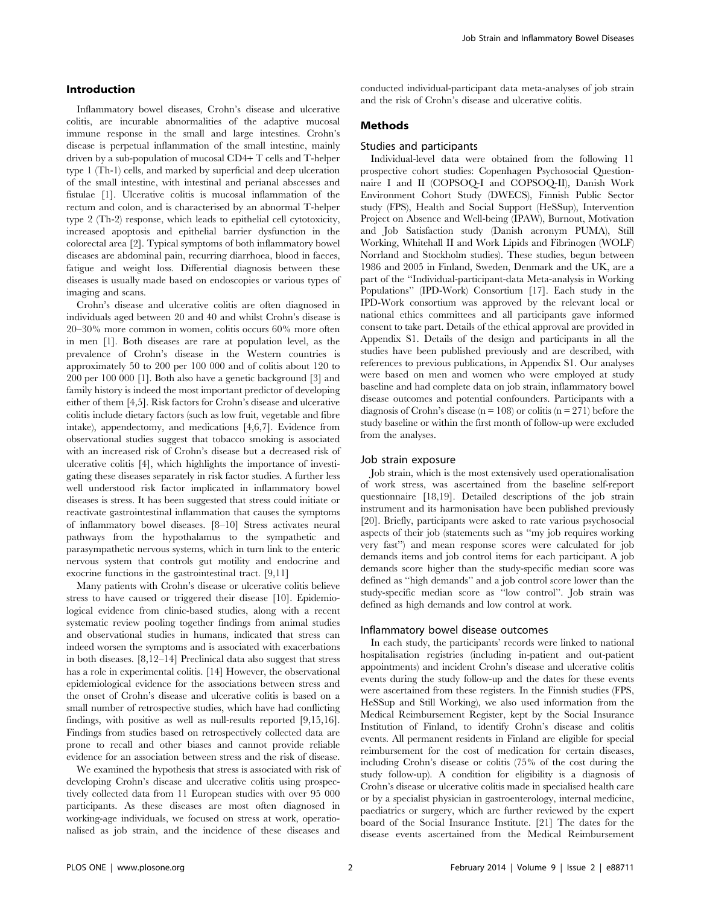## Introduction

Inflammatory bowel diseases, Crohn's disease and ulcerative colitis, are incurable abnormalities of the adaptive mucosal immune response in the small and large intestines. Crohn's disease is perpetual inflammation of the small intestine, mainly driven by a sub-population of mucosal CD4+ T cells and T-helper type 1 (Th-1) cells, and marked by superficial and deep ulceration of the small intestine, with intestinal and perianal abscesses and fistulae [1]. Ulcerative colitis is mucosal inflammation of the rectum and colon, and is characterised by an abnormal T-helper type 2 (Th-2) response, which leads to epithelial cell cytotoxicity, increased apoptosis and epithelial barrier dysfunction in the colorectal area [2]. Typical symptoms of both inflammatory bowel diseases are abdominal pain, recurring diarrhoea, blood in faeces, fatigue and weight loss. Differential diagnosis between these diseases is usually made based on endoscopies or various types of imaging and scans.

Crohn's disease and ulcerative colitis are often diagnosed in individuals aged between 20 and 40 and whilst Crohn's disease is 20–30% more common in women, colitis occurs 60% more often in men [1]. Both diseases are rare at population level, as the prevalence of Crohn's disease in the Western countries is approximately 50 to 200 per 100 000 and of colitis about 120 to 200 per 100 000 [1]. Both also have a genetic background [3] and family history is indeed the most important predictor of developing either of them [4,5]. Risk factors for Crohn's disease and ulcerative colitis include dietary factors (such as low fruit, vegetable and fibre intake), appendectomy, and medications [4,6,7]. Evidence from observational studies suggest that tobacco smoking is associated with an increased risk of Crohn's disease but a decreased risk of ulcerative colitis [4], which highlights the importance of investigating these diseases separately in risk factor studies. A further less well understood risk factor implicated in inflammatory bowel diseases is stress. It has been suggested that stress could initiate or reactivate gastrointestinal inflammation that causes the symptoms of inflammatory bowel diseases. [8–10] Stress activates neural pathways from the hypothalamus to the sympathetic and parasympathetic nervous systems, which in turn link to the enteric nervous system that controls gut motility and endocrine and exocrine functions in the gastrointestinal tract. [9,11]

Many patients with Crohn's disease or ulcerative colitis believe stress to have caused or triggered their disease [10]. Epidemiological evidence from clinic-based studies, along with a recent systematic review pooling together findings from animal studies and observational studies in humans, indicated that stress can indeed worsen the symptoms and is associated with exacerbations in both diseases. [8,12–14] Preclinical data also suggest that stress has a role in experimental colitis. [14] However, the observational epidemiological evidence for the associations between stress and the onset of Crohn's disease and ulcerative colitis is based on a small number of retrospective studies, which have had conflicting findings, with positive as well as null-results reported [9,15,16]. Findings from studies based on retrospectively collected data are prone to recall and other biases and cannot provide reliable evidence for an association between stress and the risk of disease.

We examined the hypothesis that stress is associated with risk of developing Crohn's disease and ulcerative colitis using prospectively collected data from 11 European studies with over 95 000 participants. As these diseases are most often diagnosed in working-age individuals, we focused on stress at work, operationalised as job strain, and the incidence of these diseases and conducted individual-participant data meta-analyses of job strain and the risk of Crohn's disease and ulcerative colitis.

## Methods

### Studies and participants

Individual-level data were obtained from the following 11 prospective cohort studies: Copenhagen Psychosocial Questionnaire I and II (COPSOQ-I and COPSOQ-II), Danish Work Environment Cohort Study (DWECS), Finnish Public Sector study (FPS), Health and Social Support (HeSSup), Intervention Project on Absence and Well-being (IPAW), Burnout, Motivation and Job Satisfaction study (Danish acronym PUMA), Still Working, Whitehall II and Work Lipids and Fibrinogen (WOLF) Norrland and Stockholm studies). These studies, begun between 1986 and 2005 in Finland, Sweden, Denmark and the UK, are a part of the "Individual-participant-data Meta-analysis in Working Populations" (IPD-Work) Consortium [17]. Each study in the IPD-Work consortium was approved by the relevant local or national ethics committees and all participants gave informed consent to take part. Details of the ethical approval are provided in Appendix S1. Details of the design and participants in all the studies have been published previously and are described, with references to previous publications, in Appendix S1. Our analyses were based on men and women who were employed at study baseline and had complete data on job strain, inflammatory bowel disease outcomes and potential confounders. Participants with a diagnosis of Crohn's disease (n = 108) or colitis (n = 271) before the study baseline or within the first month of follow-up were excluded from the analyses.

### Job strain exposure

Job strain, which is the most extensively used operationalisation of work stress, was ascertained from the baseline self-report questionnaire [18,19]. Detailed descriptions of the job strain instrument and its harmonisation have been published previously [20]. Briefly, participants were asked to rate various psychosocial aspects of their job (statements such as "my job requires working very fast") and mean response scores were calculated for job demands items and job control items for each participant. A job demands score higher than the study-specific median score was defined as "high demands" and a job control score lower than the study-specific median score as "low control". Job strain was defined as high demands and low control at work.

### Inflammatory bowel disease outcomes

In each study, the participants' records were linked to national hospitalisation registries (including in-patient and out-patient appointments) and incident Crohn's disease and ulcerative colitis events during the study follow-up and the dates for these events were ascertained from these registers. In the Finnish studies (FPS, HeSSup and Still Working), we also used information from the Medical Reimbursement Register, kept by the Social Insurance Institution of Finland, to identify Crohn's disease and colitis events. All permanent residents in Finland are eligible for special reimbursement for the cost of medication for certain diseases, including Crohn's disease or colitis (75% of the cost during the study follow-up). A condition for eligibility is a diagnosis of Crohn's disease or ulcerative colitis made in specialised health care or by a specialist physician in gastroenterology, internal medicine, paediatrics or surgery, which are further reviewed by the expert board of the Social Insurance Institute. [21] The dates for the disease events ascertained from the Medical Reimbursement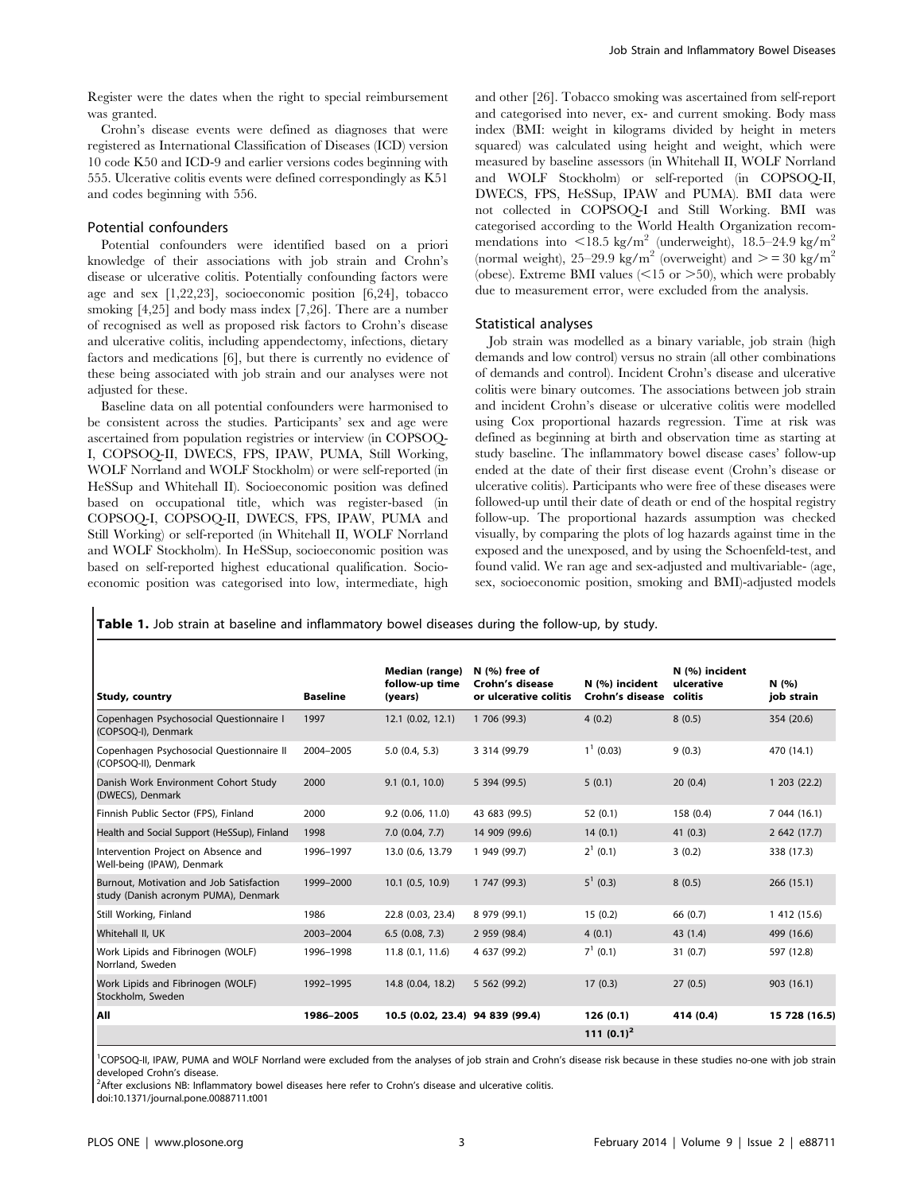Register were the dates when the right to special reimbursement was granted.

Crohn's disease events were defined as diagnoses that were registered as International Classification of Diseases (ICD) version 10 code K50 and ICD-9 and earlier versions codes beginning with 555. Ulcerative colitis events were defined correspondingly as K51 and codes beginning with 556.

### Potential confounders

Potential confounders were identified based on a priori knowledge of their associations with job strain and Crohn's disease or ulcerative colitis. Potentially confounding factors were age and sex [1,22,23], socioeconomic position [6,24], tobacco smoking [4,25] and body mass index [7,26]. There are a number of recognised as well as proposed risk factors to Crohn's disease and ulcerative colitis, including appendectomy, infections, dietary factors and medications [6], but there is currently no evidence of these being associated with job strain and our analyses were not adjusted for these.

Baseline data on all potential confounders were harmonised to be consistent across the studies. Participants' sex and age were ascertained from population registries or interview (in COPSOQ-I, COPSOQ-II, DWECS, FPS, IPAW, PUMA, Still Working, WOLF Norrland and WOLF Stockholm) or were self-reported (in HeSSup and Whitehall II). Socioeconomic position was defined based on occupational title, which was register-based (in COPSOQ-I, COPSOQ-II, DWECS, FPS, IPAW, PUMA and Still Working) or self-reported (in Whitehall II, WOLF Norrland and WOLF Stockholm). In HeSSup, socioeconomic position was based on self-reported highest educational qualification. Socioeconomic position was categorised into low, intermediate, high and other [26]. Tobacco smoking was ascertained from self-report and categorised into never, ex- and current smoking. Body mass index (BMI: weight in kilograms divided by height in meters squared) was calculated using height and weight, which were measured by baseline assessors (in Whitehall II, WOLF Norrland and WOLF Stockholm) or self-reported (in COPSOQ-II, DWECS, FPS, HeSSup, IPAW and PUMA). BMI data were not collected in COPSOQ-I and Still Working. BMI was categorised according to the World Health Organization recommendations into $<18.5$ kg/m$^2$ (underweight), 18.5–24.9 kg/m$^2$ (normal weight), 25–29.9 kg/m$^2$ (overweight) and $>=30$ kg/m$^2$ (obese). Extreme BMI values ($<15$ or $>50$), which were probably due to measurement error, were excluded from the analysis.

### Statistical analyses

Job strain was modelled as a binary variable, job strain (high demands and low control) versus no strain (all other combinations of demands and control). Incident Crohn's disease and ulcerative colitis were binary outcomes. The associations between job strain and incident Crohn's disease or ulcerative colitis were modelled using Cox proportional hazards regression. Time at risk was defined as beginning at birth and observation time as starting at study baseline. The inflammatory bowel disease cases' follow-up ended at the date of their first disease event (Crohn's disease or ulcerative colitis). Participants who were free of these diseases were followed-up until their date of death or end of the hospital registry follow-up. The proportional hazards assumption was checked visually, by comparing the plots of log hazards against time in the exposed and the unexposed, and by using the Schoenfeld-test, and found valid. We ran age and sex-adjusted and multivariable- (age, sex, socioeconomic position, smoking and BMI)-adjusted models

**Table 1.** Job strain at baseline and inflammatory bowel diseases during the follow-up, by study.

| Study, country | Baseline | Median (range) follow-up time (years) | N (%) free of Crohn's disease or ulcerative colitis | N (%) incident Crohn's disease | N (%) incident ulcerative colitis | N (%) job strain |
|---|---|---|---|---|---|---|
| Copenhagen Psychosocial Questionnaire I (COPSOQ-I), Denmark | 1997 | 12.1 (0.02, 12.1) | 1 706 (99.3) | 4 (0.2) | 8 (0.5) | 354 (20.6) |
| Copenhagen Psychosocial Questionnaire II (COPSOQ-II), Denmark | 2004–2005 | 5.0 (0.4, 5.3) | 3 314 (99.79 | 1[1] (0.03) | 9 (0.3) | 470 (14.1) |
| Danish Work Environment Cohort Study (DWECS), Denmark | 2000 | 9.1 (0.1, 10.0) | 5 394 (99.5) | 5 (0.1) | 20 (0.4) | 1 203 (22.2) |
| Finnish Public Sector (FPS), Finland | 2000 | 9.2 (0.06, 11.0) | 43 683 (99.5) | 52 (0.1) | 158 (0.4) | 7 044 (16.1) |
| Health and Social Support (HeSSup), Finland | 1998 | 7.0 (0.04, 7.7) | 14 909 (99.6) | 14 (0.1) | 41 (0.3) | 2 642 (17.7) |
| Intervention Project on Absence and Well-being (IPAW), Denmark | 1996–1997 | 13.0 (0.6, 13.79 | 1 949 (99.7) | 2[1] (0.1) | 3 (0.2) | 338 (17.3) |
| Burnout, Motivation and Job Satisfaction study (Danish acronym PUMA), Denmark | 1999–2000 | 10.1 (0.5, 10.9) | 1 747 (99.3) | 5[1] (0.3) | 8 (0.5) | 266 (15.1) |
| Still Working, Finland | 1986 | 22.8 (0.03, 23.4) | 8 979 (99.1) | 15 (0.2) | 66 (0.7) | 1 412 (15.6) |
| Whitehall II, UK | 2003–2004 | 6.5 (0.08, 7.3) | 2 959 (98.4) | 4 (0.1) | 43 (1.4) | 499 (16.6) |
| Work Lipids and Fibrinogen (WOLF) Norrland, Sweden | 1996–1998 | 11.8 (0.1, 11.6) | 4 637 (99.2) | 7[1] (0.1) | 31 (0.7) | 597 (12.8) |
| Work Lipids and Fibrinogen (WOLF) Stockholm, Sweden | 1992–1995 | 14.8 (0.04, 18.2) | 5 562 (99.2) | 17 (0.3) | 27 (0.5) | 903 (16.1) |
| **All** | **1986–2005** | **10.5 (0.02, 23.4)** | **94 839 (99.4)** | **126 (0.1)** | **414 (0.4)** | **15 728 (16.5)** |
| | | | | **111 (0.1)[2]** | | |

[1]COPSOQ-II, IPAW, PUMA and WOLF Norrland were excluded from the analyses of job strain and Crohn's disease risk because in these studies no-one with job strain developed Crohn's disease.

[2]After exclusions NB: Inflammatory bowel diseases here refer to Crohn's disease and ulcerative colitis.

doi:10.1371/journal.pone.0088711.t001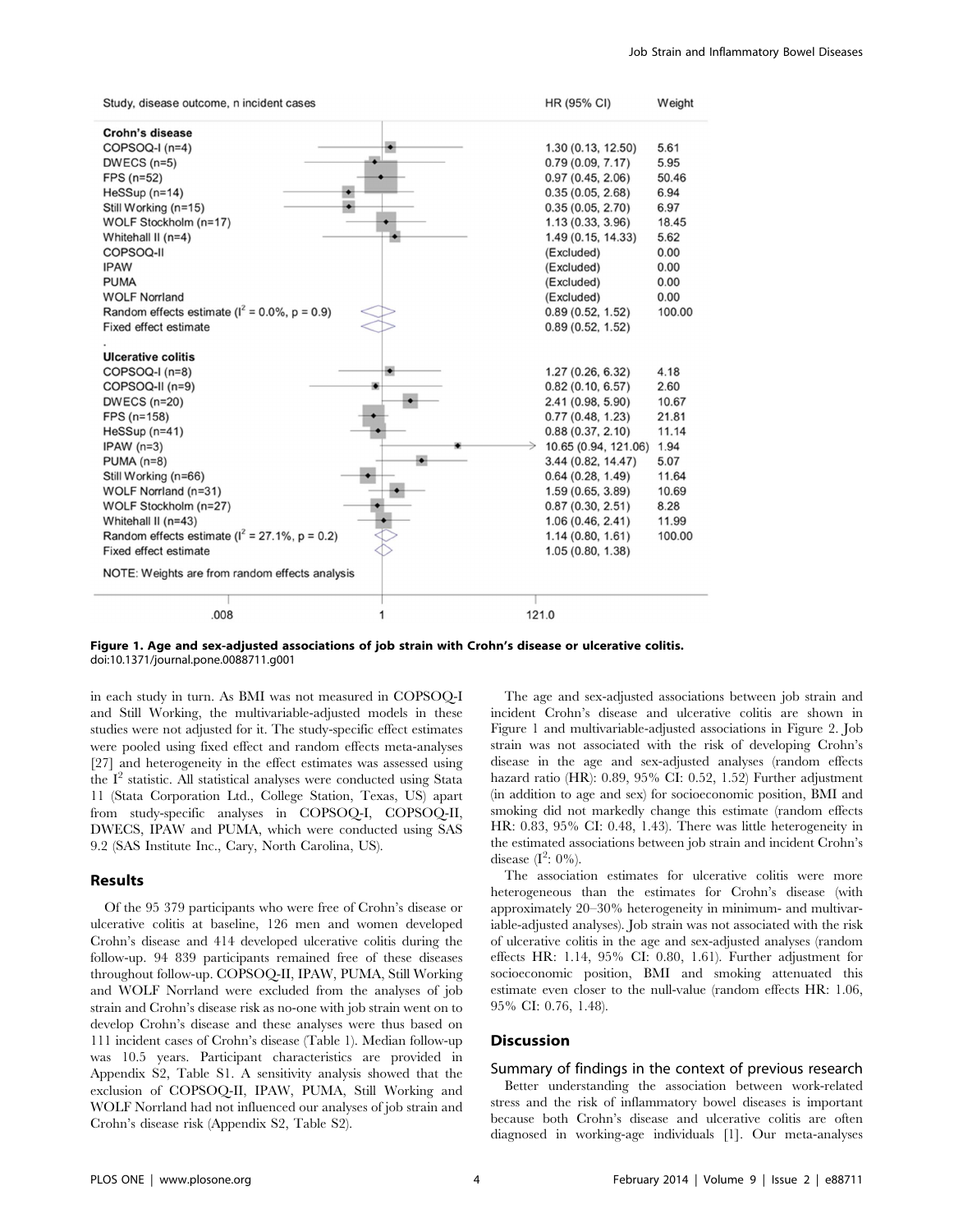| Study, disease outcome, n incident cases | HR (95% CI) | Weight |
|---|---|---|
| **Crohn's disease** | | |
| COPSOQ-I (n=4) | 1.30 (0.13, 12.50) | 5.61 |
| DWECS (n=5) | 0.79 (0.09, 7.17) | 5.95 |
| FPS (n=52) | 0.97 (0.45, 2.06) | 50.46 |
| HeSSup (n=14) | 0.35 (0.05, 2.68) | 6.94 |
| Still Working (n=15) | 0.35 (0.05, 2.70) | 6.97 |
| WOLF Stockholm (n=17) | 1.13 (0.33, 3.96) | 18.45 |
| Whitehall II (n=4) | 1.49 (0.15, 14.33) | 5.62 |
| COPSOQ-II | (Excluded) | 0.00 |
| IPAW | (Excluded) | 0.00 |
| PUMA | (Excluded) | 0.00 |
| WOLF Norrland | (Excluded) | 0.00 |
| Random effects estimate ($I^2$ = 0.0%, p = 0.9) | 0.89 (0.52, 1.52) | 100.00 |
| Fixed effect estimate | 0.89 (0.52, 1.52) | |
| **Ulcerative colitis** | | |
| COPSOQ-I (n=8) | 1.27 (0.26, 6.32) | 4.18 |
| COPSOQ-II (n=9) | 0.82 (0.10, 6.57) | 2.60 |
| DWECS (n=20) | 2.41 (0.98, 5.90) | 10.67 |
| FPS (n=158) | 0.77 (0.48, 1.23) | 21.81 |
| HeSSup (n=41) | 0.88 (0.37, 2.10) | 11.14 |
| IPAW (n=3) | 10.65 (0.94, 121.06) | 1.94 |
| PUMA (n=8) | 3.44 (0.82, 14.47) | 5.07 |
| Still Working (n=66) | 0.64 (0.28, 1.49) | 11.64 |
| WOLF Norrland (n=31) | 1.59 (0.65, 3.89) | 10.69 |
| WOLF Stockholm (n=27) | 0.87 (0.30, 2.51) | 8.28 |
| Whitehall II (n=43) | 1.06 (0.46, 2.41) | 11.99 |
| Random effects estimate ($I^2$ = 27.1%, p = 0.2) | 1.14 (0.80, 1.61) | 100.00 |
| Fixed effect estimate | 1.05 (0.80, 1.38) | |

NOTE: Weights are from random effects analysis

**Figure 1. Age and sex-adjusted associations of job strain with Crohn's disease or ulcerative colitis.**
doi:10.1371/journal.pone.0088711.g001

in each study in turn. As BMI was not measured in COPSOQ-I and Still Working, the multivariable-adjusted models in these studies were not adjusted for it. The study-specific effect estimates were pooled using fixed effect and random effects meta-analyses [27] and heterogeneity in the effect estimates was assessed using the $I^2$ statistic. All statistical analyses were conducted using Stata 11 (Stata Corporation Ltd., College Station, Texas, US) apart from study-specific analyses in COPSOQ-I, COPSOQ-II, DWECS, IPAW and PUMA, which were conducted using SAS 9.2 (SAS Institute Inc., Cary, North Carolina, US).

## Results

Of the 95 379 participants who were free of Crohn's disease or ulcerative colitis at baseline, 126 men and women developed Crohn's disease and 414 developed ulcerative colitis during the follow-up. 94 839 participants remained free of these diseases throughout follow-up. COPSOQ-II, IPAW, PUMA, Still Working and WOLF Norrland were excluded from the analyses of job strain and Crohn's disease risk as no-one with job strain went on to develop Crohn's disease and these analyses were thus based on 111 incident cases of Crohn's disease (Table 1). Median follow-up was 10.5 years. Participant characteristics are provided in Appendix S2, Table S1. A sensitivity analysis showed that the exclusion of COPSOQ-II, IPAW, PUMA, Still Working and WOLF Norrland had not influenced our analyses of job strain and Crohn's disease risk (Appendix S2, Table S2).

The age and sex-adjusted associations between job strain and incident Crohn's disease and ulcerative colitis are shown in Figure 1 and multivariable-adjusted associations in Figure 2. Job strain was not associated with the risk of developing Crohn's disease in the age and sex-adjusted analyses (random effects hazard ratio (HR): 0.89, 95% CI: 0.52, 1.52) Further adjustment (in addition to age and sex) for socioeconomic position, BMI and smoking did not markedly change this estimate (random effects HR: 0.83, 95% CI: 0.48, 1.43). There was little heterogeneity in the estimated associations between job strain and incident Crohn's disease ($I^2$: 0%).

The association estimates for ulcerative colitis were more heterogeneous than the estimates for Crohn's disease (with approximately 20–30% heterogeneity in minimum- and multivariable-adjusted analyses). Job strain was not associated with the risk of ulcerative colitis in the age and sex-adjusted analyses (random effects HR: 1.14, 95% CI: 0.80, 1.61). Further adjustment for socioeconomic position, BMI and smoking attenuated this estimate even closer to the null-value (random effects HR: 1.06, 95% CI: 0.76, 1.48).

## Discussion

### Summary of findings in the context of previous research

Better understanding the association between work-related stress and the risk of inflammatory bowel diseases is important because both Crohn's disease and ulcerative colitis are often diagnosed in working-age individuals [1]. Our meta-analyses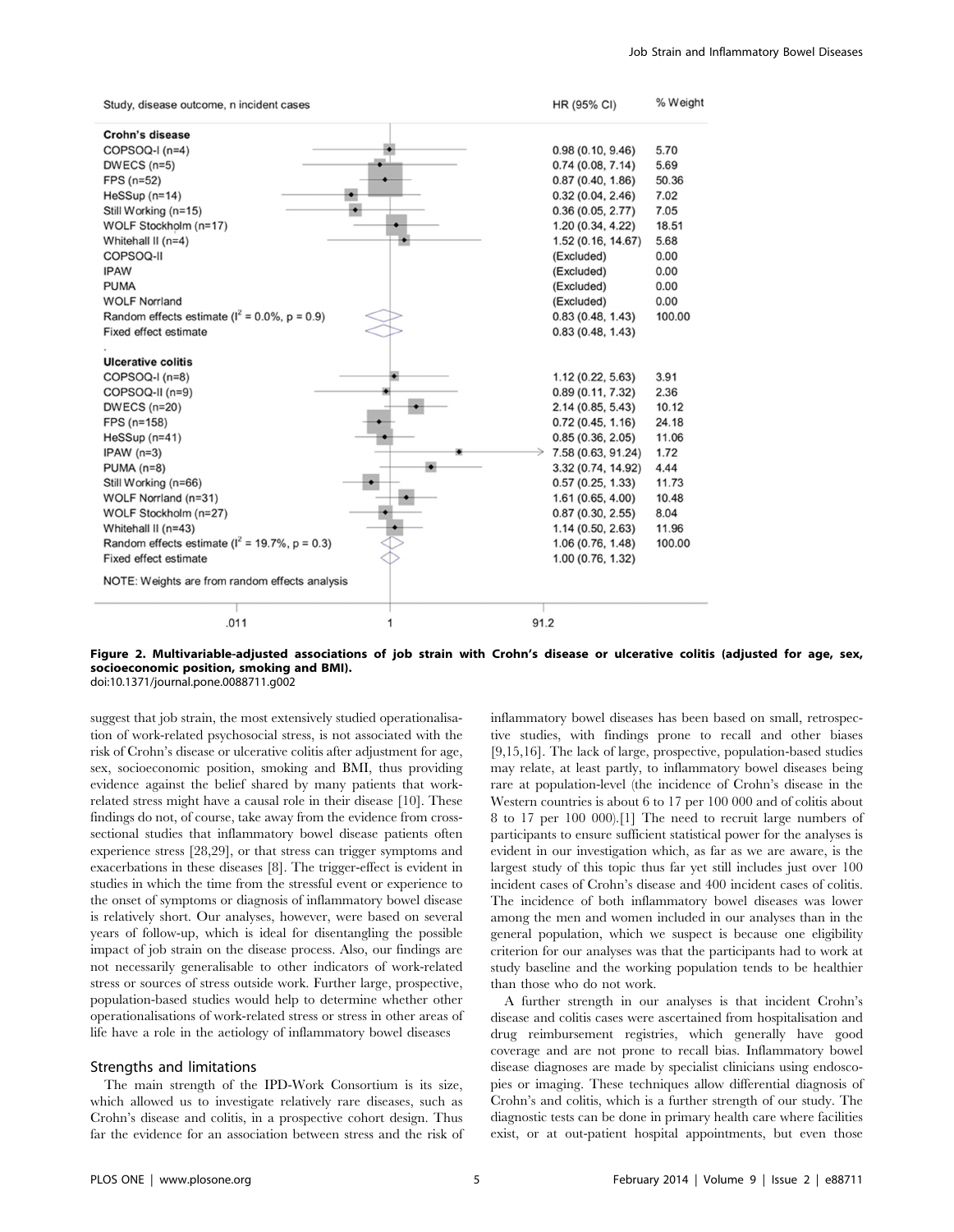| Study, disease outcome, n incident cases | HR (95% CI) | % Weight |
|---|---|---|
| **Crohn's disease** | | |
| COPSOQ-I (n=4) | 0.98 (0.10, 9.46) | 5.70 |
| DWECS (n=5) | 0.74 (0.08, 7.14) | 5.69 |
| FPS (n=52) | 0.87 (0.40, 1.86) | 50.36 |
| HeSSup (n=14) | 0.32 (0.04, 2.46) | 7.02 |
| Still Working (n=15) | 0.36 (0.05, 2.77) | 7.05 |
| WOLF Stockholm (n=17) | 1.20 (0.34, 4.22) | 18.51 |
| Whitehall II (n=4) | 1.52 (0.16, 14.67) | 5.68 |
| COPSOQ-II | (Excluded) | 0.00 |
| IPAW | (Excluded) | 0.00 |
| PUMA | (Excluded) | 0.00 |
| WOLF Norrland | (Excluded) | 0.00 |
| Random effects estimate ($I^2$ = 0.0%, p = 0.9) | 0.83 (0.48, 1.43) | 100.00 |
| Fixed effect estimate | 0.83 (0.48, 1.43) | |
| **Ulcerative colitis** | | |
| COPSOQ-I (n=8) | 1.12 (0.22, 5.63) | 3.91 |
| COPSOQ-II (n=9) | 0.89 (0.11, 7.32) | 2.36 |
| DWECS (n=20) | 2.14 (0.85, 5.43) | 10.12 |
| FPS (n=158) | 0.72 (0.45, 1.16) | 24.18 |
| HeSSup (n=41) | 0.85 (0.36, 2.05) | 11.06 |
| IPAW (n=3) | 7.58 (0.63, 91.24) | 1.72 |
| PUMA (n=8) | 3.32 (0.74, 14.92) | 4.44 |
| Still Working (n=66) | 0.57 (0.25, 1.33) | 11.73 |
| WOLF Norrland (n=31) | 1.61 (0.65, 4.00) | 10.48 |
| WOLF Stockholm (n=27) | 0.87 (0.30, 2.55) | 8.04 |
| Whitehall II (n=43) | 1.14 (0.50, 2.63) | 11.96 |
| Random effects estimate ($I^2$ = 19.7%, p = 0.3) | 1.06 (0.76, 1.48) | 100.00 |
| Fixed effect estimate | 1.00 (0.76, 1.32) | |

NOTE: Weights are from random effects analysis

**Figure 2. Multivariable-adjusted associations of job strain with Crohn's disease or ulcerative colitis (adjusted for age, sex, socioeconomic position, smoking and BMI).**
doi:10.1371/journal.pone.0088711.g002

suggest that job strain, the most extensively studied operationalisation of work-related psychosocial stress, is not associated with the risk of Crohn's disease or ulcerative colitis after adjustment for age, sex, socioeconomic position, smoking and BMI, thus providing evidence against the belief shared by many patients that work-related stress might have a causal role in their disease [10]. These findings do not, of course, take away from the evidence from cross-sectional studies that inflammatory bowel disease patients often experience stress [28,29], or that stress can trigger symptoms and exacerbations in these diseases [8]. The trigger-effect is evident in studies in which the time from the stressful event or experience to the onset of symptoms or diagnosis of inflammatory bowel disease is relatively short. Our analyses, however, were based on several years of follow-up, which is ideal for disentangling the possible impact of job strain on the disease process. Also, our findings are not necessarily generalisable to other indicators of work-related stress or sources of stress outside work. Further large, prospective, population-based studies would help to determine whether other operationalisations of work-related stress or stress in other areas of life have a role in the aetiology of inflammatory bowel diseases

## Strengths and limitations

The main strength of the IPD-Work Consortium is its size, which allowed us to investigate relatively rare diseases, such as Crohn's disease and colitis, in a prospective cohort design. Thus far the evidence for an association between stress and the risk of inflammatory bowel diseases has been based on small, retrospective studies, with findings prone to recall and other biases [9,15,16]. The lack of large, prospective, population-based studies may relate, at least partly, to inflammatory bowel diseases being rare at population-level (the incidence of Crohn's disease in the Western countries is about 6 to 17 per 100 000 and of colitis about 8 to 17 per 100 000).[1] The need to recruit large numbers of participants to ensure sufficient statistical power for the analyses is evident in our investigation which, as far as we are aware, is the largest study of this topic thus far yet still includes just over 100 incident cases of Crohn's disease and 400 incident cases of colitis. The incidence of both inflammatory bowel diseases was lower among the men and women included in our analyses than in the general population, which we suspect is because one eligibility criterion for our analyses was that the participants had to work at study baseline and the working population tends to be healthier than those who do not work.

A further strength in our analyses is that incident Crohn's disease and colitis cases were ascertained from hospitalisation and drug reimbursement registries, which generally have good coverage and are not prone to recall bias. Inflammatory bowel disease diagnoses are made by specialist clinicians using endoscopies or imaging. These techniques allow differential diagnosis of Crohn's and colitis, which is a further strength of our study. The diagnostic tests can be done in primary health care where facilities exist, or at out-patient hospital appointments, but even those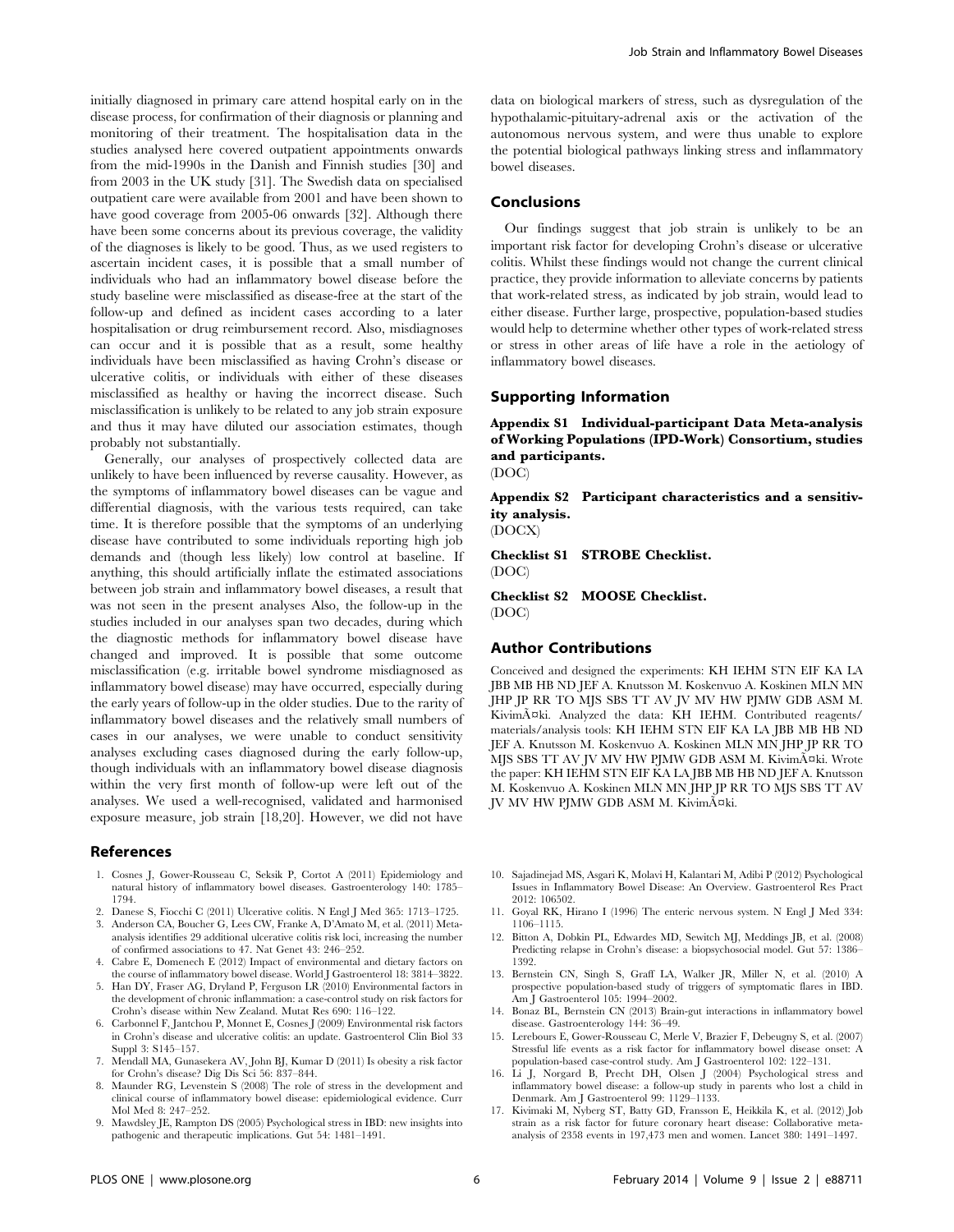initially diagnosed in primary care attend hospital early on in the disease process, for confirmation of their diagnosis or planning and monitoring of their treatment. The hospitalisation data in the studies analysed here covered outpatient appointments onwards from the mid-1990s in the Danish and Finnish studies [30] and from 2003 in the UK study [31]. The Swedish data on specialised outpatient care were available from 2001 and have been shown to have good coverage from 2005-06 onwards [32]. Although there have been some concerns about its previous coverage, the validity of the diagnoses is likely to be good. Thus, as we used registers to ascertain incident cases, it is possible that a small number of individuals who had an inflammatory bowel disease before the study baseline were misclassified as disease-free at the start of the follow-up and defined as incident cases according to a later hospitalisation or drug reimbursement record. Also, misdiagnoses can occur and it is possible that as a result, some healthy individuals have been misclassified as having Crohn's disease or ulcerative colitis, or individuals with either of these diseases misclassified as healthy or having the incorrect disease. Such misclassification is unlikely to be related to any job strain exposure and thus it may have diluted our association estimates, though probably not substantially.

Generally, our analyses of prospectively collected data are unlikely to have been influenced by reverse causality. However, as the symptoms of inflammatory bowel diseases can be vague and differential diagnosis, with the various tests required, can take time. It is therefore possible that the symptoms of an underlying disease have contributed to some individuals reporting high job demands and (though less likely) low control at baseline. If anything, this should artificially inflate the estimated associations between job strain and inflammatory bowel diseases, a result that was not seen in the present analyses Also, the follow-up in the studies included in our analyses span two decades, during which the diagnostic methods for inflammatory bowel disease have changed and improved. It is possible that some outcome misclassification (e.g. irritable bowel syndrome misdiagnosed as inflammatory bowel disease) may have occurred, especially during the early years of follow-up in the older studies. Due to the rarity of inflammatory bowel diseases and the relatively small numbers of cases in our analyses, we were unable to conduct sensitivity analyses excluding cases diagnosed during the early follow-up, though individuals with an inflammatory bowel disease diagnosis within the very first month of follow-up were left out of the analyses. We used a well-recognised, validated and harmonised exposure measure, job strain [18,20]. However, we did not have data on biological markers of stress, such as dysregulation of the hypothalamic-pituitary-adrenal axis or the activation of the autonomous nervous system, and were thus unable to explore the potential biological pathways linking stress and inflammatory bowel diseases.

## Conclusions

Our findings suggest that job strain is unlikely to be an important risk factor for developing Crohn's disease or ulcerative colitis. Whilst these findings would not change the current clinical practice, they provide information to alleviate concerns by patients that work-related stress, as indicated by job strain, would lead to either disease. Further large, prospective, population-based studies would help to determine whether other types of work-related stress or stress in other areas of life have a role in the aetiology of inflammatory bowel diseases.

## Supporting Information

**Appendix S1 Individual-participant Data Meta-analysis of Working Populations (IPD-Work) Consortium, studies and participants.**
(DOC)

**Appendix S2 Participant characteristics and a sensitivity analysis.**
(DOCX)

**Checklist S1 STROBE Checklist.**
(DOC)

**Checklist S2 MOOSE Checklist.**
(DOC)

## Author Contributions

Conceived and designed the experiments: KH IEHM STN EIF KA LA JBB MB HB ND JEF A. Knutsson M. Koskenvuo A. Koskinen MLN MN JHP JP RR TO MJS SBS TT AV JV MV HW PJMW GDB ASM M. KivimÃ¤ki. Analyzed the data: KH IEHM. Contributed reagents/materials/analysis tools: KH IEHM STN EIF KA LA JBB MB HB ND JEF A. Knutsson M. Koskenvuo A. Koskinen MLN MN JHP JP RR TO MJS SBS TT AV JV MV HW PJMW GDB ASM M. KivimÃ¤ki. Wrote the paper: KH IEHM STN EIF KA LA JBB MB HB ND JEF A. Knutsson M. Koskenvuo A. Koskinen MLN MN JHP JP RR TO MJS SBS TT AV JV MV HW PJMW GDB ASM M. KivimÃ¤ki.

## References

1. Cosnes J, Gower-Rousseau C, Seksik P, Cortot A (2011) Epidemiology and natural history of inflammatory bowel diseases. Gastroenterology 140: 1785–1794.
2. Danese S, Fiocchi C (2011) Ulcerative colitis. N Engl J Med 365: 1713–1725.
3. Anderson CA, Boucher G, Lees CW, Franke A, D'Amato M, et al. (2011) Meta-analysis identifies 29 additional ulcerative colitis risk loci, increasing the number of confirmed associations to 47. Nat Genet 43: 246–252.
4. Cabre E, Domenech E (2012) Impact of environmental and dietary factors on the course of inflammatory bowel disease. World J Gastroenterol 18: 3814–3822.
5. Han DY, Fraser AG, Dryland P, Ferguson LR (2010) Environmental factors in the development of chronic inflammation: a case-control study on risk factors for Crohn's disease within New Zealand. Mutat Res 690: 116–122.
6. Carbonnel F, Jantchou P, Monnet E, Cosnes J (2009) Environmental risk factors in Crohn's disease and ulcerative colitis: an update. Gastroenterol Clin Biol 33 Suppl 3: S145–157.
7. Mendall MA, Gunasekera AV, John BJ, Kumar D (2011) Is obesity a risk factor for Crohn's disease? Dig Dis Sci 56: 837–844.
8. Maunder RG, Levenstein S (2008) The role of stress in the development and clinical course of inflammatory bowel disease: epidemiological evidence. Curr Mol Med 8: 247–252.
9. Mawdsley JE, Rampton DS (2005) Psychological stress in IBD: new insights into pathogenic and therapeutic implications. Gut 54: 1481–1491.
10. Sajadinejad MS, Asgari K, Molavi H, Kalantari M, Adibi P (2012) Psychological Issues in Inflammatory Bowel Disease: An Overview. Gastroenterol Res Pract 2012: 106502.
11. Goyal RK, Hirano I (1996) The enteric nervous system. N Engl J Med 334: 1106–1115.
12. Bitton A, Dobkin PL, Edwardes MD, Sewitch MJ, Meddings JB, et al. (2008) Predicting relapse in Crohn's disease: a biopsychosocial model. Gut 57: 1386–1392.
13. Bernstein CN, Singh S, Graff LA, Walker JR, Miller N, et al. (2010) A prospective population-based study of triggers of symptomatic flares in IBD. Am J Gastroenterol 105: 1994–2002.
14. Bonaz BL, Bernstein CN (2013) Brain-gut interactions in inflammatory bowel disease. Gastroenterology 144: 36–49.
15. Lerebours E, Gower-Rousseau C, Merle V, Brazier F, Debeugny S, et al. (2007) Stressful life events as a risk factor for inflammatory bowel disease onset: A population-based case-control study. Am J Gastroenterol 102: 122–131.
16. Li J, Norgard B, Precht DH, Olsen J (2004) Psychological stress and inflammatory bowel disease: a follow-up study in parents who lost a child in Denmark. Am J Gastroenterol 99: 1129–1133.
17. Kivimaki M, Nyberg ST, Batty GD, Fransson E, Heikkila K, et al. (2012) Job strain as a risk factor for future coronary heart disease: Collaborative meta-analysis of 2358 events in 197,473 men and women. Lancet 380: 1491–1497.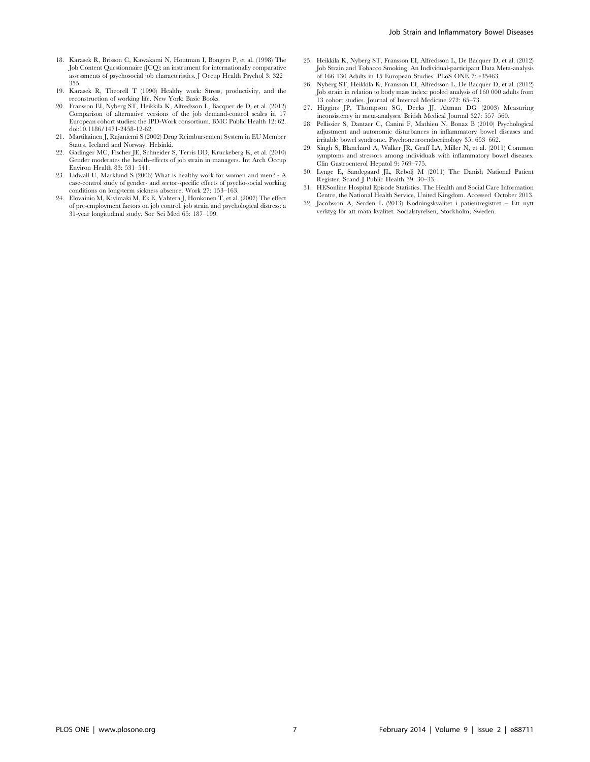18. Karasek R, Brisson C, Kawakami N, Houtman I, Bongers P, et al. (1998) The Job Content Questionnaire (JCQ): an instrument for internationally comparative assessments of psychosocial job characteristics. J Occup Health Psychol 3: 322–355.
19. Karasek R, Theorell T (1990) Healthy work: Stress, productivity, and the reconstruction of working life. New York: Basic Books.
20. Fransson EI, Nyberg ST, Heikkila K, Alfredsson L, Bacquer de D, et al. (2012) Comparison of alternative versions of the job demand-control scales in 17 European cohort studies: the IPD-Work consortium. BMC Public Health 12: 62. doi:10.1186/1471-2458-12-62.
21. Martikainen J, Rajaniemi S (2002) Drug Reimbursement System in EU Member States, Iceland and Norway. Helsinki.
22. Gadinger MC, Fischer JE, Schneider S, Terris DD, Kruckeberg K, et al. (2010) Gender moderates the health-effects of job strain in managers. Int Arch Occup Environ Health 83: 531–541.
23. Lidwall U, Marklund S (2006) What is healthy work for women and men? - A case-control study of gender- and sector-specific effects of psycho-social working conditions on long-term sickness absence. Work 27: 153–163.
24. Elovainio M, Kivimaki M, Ek E, Vahtera J, Honkonen T, et al. (2007) The effect of pre-employment factors on job control, job strain and psychological distress: a 31-year longitudinal study. Soc Sci Med 65: 187–199.
25. Heikkilä K, Nyberg ST, Fransson EI, Alfredsson L, De Bacquer D, et al. (2012) Job Strain and Tobacco Smoking: An Individual-participant Data Meta-analysis of 166 130 Adults in 15 European Studies. PLoS ONE 7: e35463.
26. Nyberg ST, Heikkila K, Fransson EI, Alfredsson L, De Bacquer D, et al. (2012) Job strain in relation to body mass index: pooled analysis of 160 000 adults from 13 cohort studies. Journal of Internal Medicine 272: 65–73.
27. Higgins JP, Thompson SG, Deeks JJ, Altman DG (2003) Measuring inconsistency in meta-analyses. British Medical Journal 327: 557–560.
28. Pellissier S, Dantzer C, Canini F, Mathieu N, Bonaz B (2010) Psychological adjustment and autonomic disturbances in inflammatory bowel diseases and irritable bowel syndrome. Psychoneuroendocrinology 35: 653–662.
29. Singh S, Blanchard A, Walker JR, Graff LA, Miller N, et al. (2011) Common symptoms and stressors among individuals with inflammatory bowel diseases. Clin Gastroenterol Hepatol 9: 769–775.
30. Lynge E, Sandegaard JL, Rebolj M (2011) The Danish National Patient Register. Scand J Public Health 39: 30–33.
31. HESonline Hospital Episode Statistics. The Health and Social Care Information Centre, the National Health Service, United Kingdom. Accessed October 2013.
32. Jacobsson A, Serden L (2013) Kodningskvalitet i patientregistret – Ett nytt verktyg för att mäta kvalitet. Socialstyrelsen, Stockholm, Sweden.